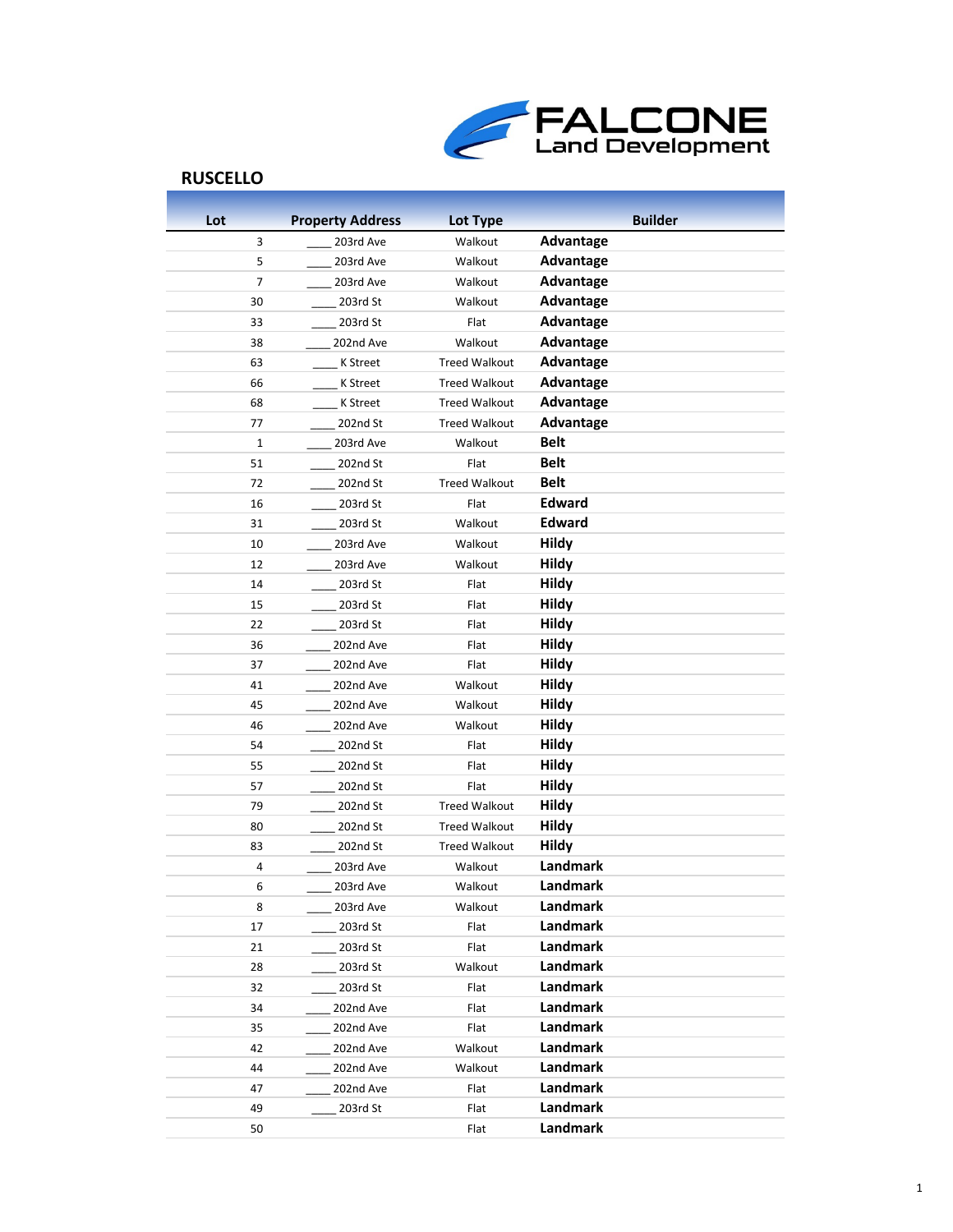FALCONE Land Development

## RUSCELLO

| Lot | Property Address | Lot Type | Builder |
|---|---|---|---|
| 3 | ____ 203rd Ave | Walkout | **Advantage** |
| 5 | ____ 203rd Ave | Walkout | **Advantage** |
| 7 | ____ 203rd Ave | Walkout | **Advantage** |
| 30 | ____ 203rd St | Walkout | **Advantage** |
| 33 | ____ 203rd St | Flat | **Advantage** |
| 38 | ____ 202nd Ave | Walkout | **Advantage** |
| 63 | ____ K Street | Treed Walkout | **Advantage** |
| 66 | ____ K Street | Treed Walkout | **Advantage** |
| 68 | ____ K Street | Treed Walkout | **Advantage** |
| 77 | ____ 202nd St | Treed Walkout | **Advantage** |
| 1 | ____ 203rd Ave | Walkout | **Belt** |
| 51 | ____ 202nd St | Flat | **Belt** |
| 72 | ____ 202nd St | Treed Walkout | **Belt** |
| 16 | ____ 203rd St | Flat | **Edward** |
| 31 | ____ 203rd St | Walkout | **Edward** |
| 10 | ____ 203rd Ave | Walkout | **Hildy** |
| 12 | ____ 203rd Ave | Walkout | **Hildy** |
| 14 | ____ 203rd St | Flat | **Hildy** |
| 15 | ____ 203rd St | Flat | **Hildy** |
| 22 | ____ 203rd St | Flat | **Hildy** |
| 36 | ____ 202nd Ave | Flat | **Hildy** |
| 37 | ____ 202nd Ave | Flat | **Hildy** |
| 41 | ____ 202nd Ave | Walkout | **Hildy** |
| 45 | ____ 202nd Ave | Walkout | **Hildy** |
| 46 | ____ 202nd Ave | Walkout | **Hildy** |
| 54 | ____ 202nd St | Flat | **Hildy** |
| 55 | ____ 202nd St | Flat | **Hildy** |
| 57 | ____ 202nd St | Flat | **Hildy** |
| 79 | ____ 202nd St | Treed Walkout | **Hildy** |
| 80 | ____ 202nd St | Treed Walkout | **Hildy** |
| 83 | ____ 202nd St | Treed Walkout | **Hildy** |
| 4 | ____ 203rd Ave | Walkout | **Landmark** |
| 6 | ____ 203rd Ave | Walkout | **Landmark** |
| 8 | ____ 203rd Ave | Walkout | **Landmark** |
| 17 | ____ 203rd St | Flat | **Landmark** |
| 21 | ____ 203rd St | Flat | **Landmark** |
| 28 | ____ 203rd St | Walkout | **Landmark** |
| 32 | ____ 203rd St | Flat | **Landmark** |
| 34 | ____ 202nd Ave | Flat | **Landmark** |
| 35 | ____ 202nd Ave | Flat | **Landmark** |
| 42 | ____ 202nd Ave | Walkout | **Landmark** |
| 44 | ____ 202nd Ave | Walkout | **Landmark** |
| 47 | ____ 202nd Ave | Flat | **Landmark** |
| 49 | ____ 203rd St | Flat | **Landmark** |
| 50 | | Flat | **Landmark** |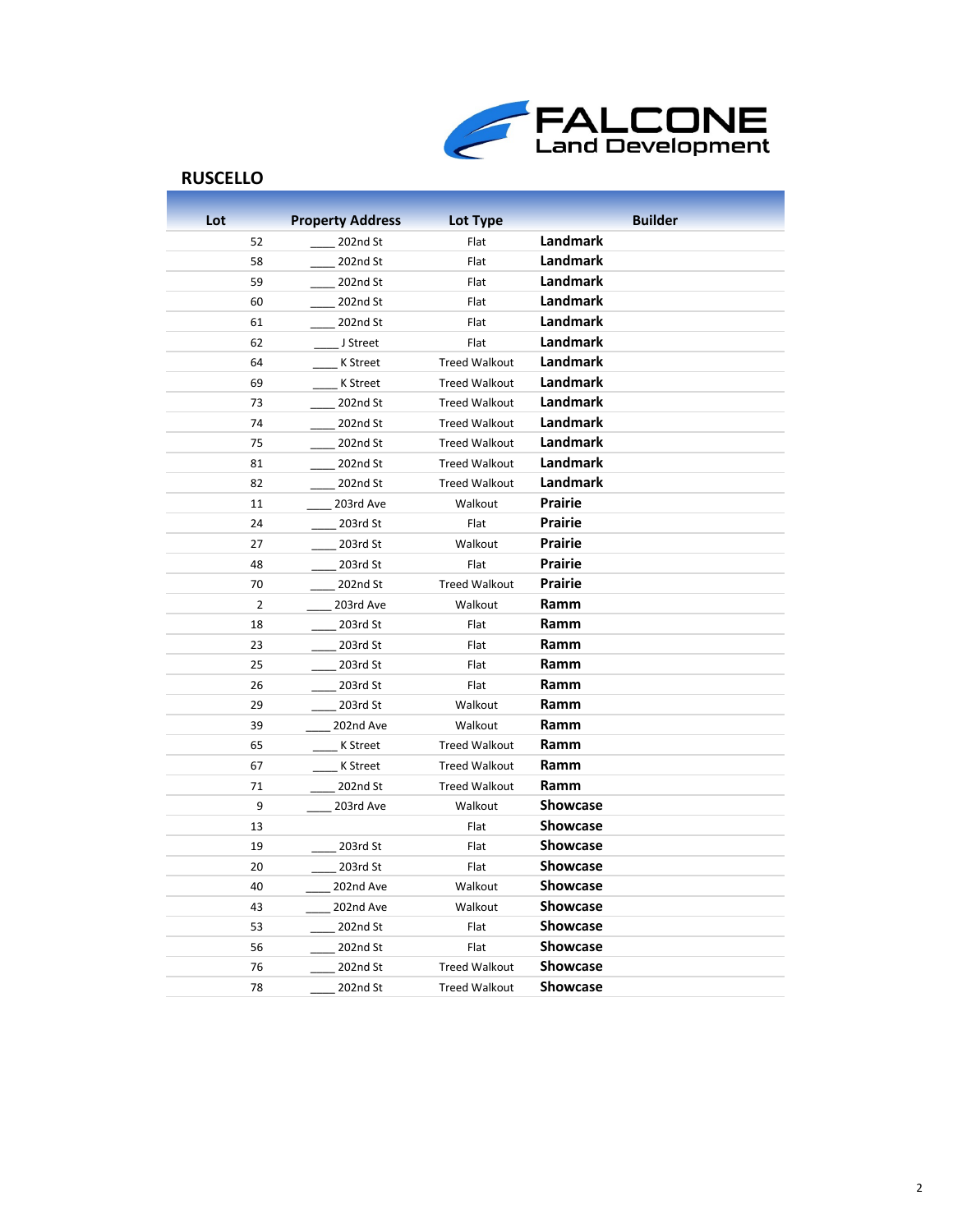FALCONE Land Development

## RUSCELLO

| Lot | Property Address | Lot Type | Builder |
|---|---|---|---|
| 52 | ____ 202nd St | Flat | **Landmark** |
| 58 | ____ 202nd St | Flat | **Landmark** |
| 59 | ____ 202nd St | Flat | **Landmark** |
| 60 | ____ 202nd St | Flat | **Landmark** |
| 61 | ____ 202nd St | Flat | **Landmark** |
| 62 | ____ J Street | Flat | **Landmark** |
| 64 | ____ K Street | Treed Walkout | **Landmark** |
| 69 | ____ K Street | Treed Walkout | **Landmark** |
| 73 | ____ 202nd St | Treed Walkout | **Landmark** |
| 74 | ____ 202nd St | Treed Walkout | **Landmark** |
| 75 | ____ 202nd St | Treed Walkout | **Landmark** |
| 81 | ____ 202nd St | Treed Walkout | **Landmark** |
| 82 | ____ 202nd St | Treed Walkout | **Landmark** |
| 11 | ____ 203rd Ave | Walkout | **Prairie** |
| 24 | ____ 203rd St | Flat | **Prairie** |
| 27 | ____ 203rd St | Walkout | **Prairie** |
| 48 | ____ 203rd St | Flat | **Prairie** |
| 70 | ____ 202nd St | Treed Walkout | **Prairie** |
| 2 | ____ 203rd Ave | Walkout | **Ramm** |
| 18 | ____ 203rd St | Flat | **Ramm** |
| 23 | ____ 203rd St | Flat | **Ramm** |
| 25 | ____ 203rd St | Flat | **Ramm** |
| 26 | ____ 203rd St | Flat | **Ramm** |
| 29 | ____ 203rd St | Walkout | **Ramm** |
| 39 | ____ 202nd Ave | Walkout | **Ramm** |
| 65 | ____ K Street | Treed Walkout | **Ramm** |
| 67 | ____ K Street | Treed Walkout | **Ramm** |
| 71 | ____ 202nd St | Treed Walkout | **Ramm** |
| 9 | ____ 203rd Ave | Walkout | **Showcase** |
| 13 | | Flat | **Showcase** |
| 19 | ____ 203rd St | Flat | **Showcase** |
| 20 | ____ 203rd St | Flat | **Showcase** |
| 40 | ____ 202nd Ave | Walkout | **Showcase** |
| 43 | ____ 202nd Ave | Walkout | **Showcase** |
| 53 | ____ 202nd St | Flat | **Showcase** |
| 56 | ____ 202nd St | Flat | **Showcase** |
| 76 | ____ 202nd St | Treed Walkout | **Showcase** |
| 78 | ____ 202nd St | Treed Walkout | **Showcase** |